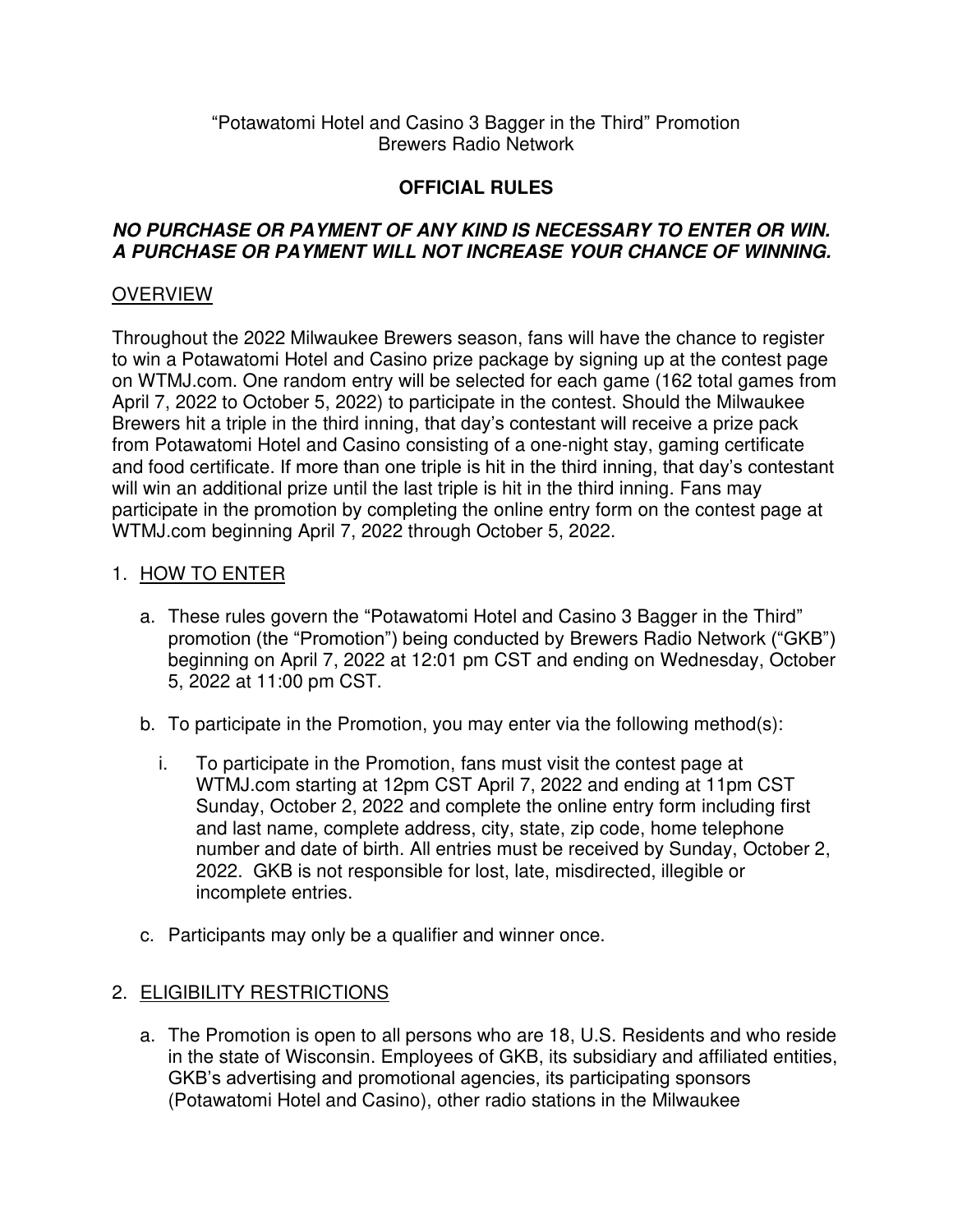"Potawatomi Hotel and Casino 3 Bagger in the Third" Promotion
Brewers Radio Network

# OFFICIAL RULES

***NO PURCHASE OR PAYMENT OF ANY KIND IS NECESSARY TO ENTER OR WIN. A PURCHASE OR PAYMENT WILL NOT INCREASE YOUR CHANCE OF WINNING.***

## OVERVIEW

Throughout the 2022 Milwaukee Brewers season, fans will have the chance to register to win a Potawatomi Hotel and Casino prize package by signing up at the contest page on WTMJ.com. One random entry will be selected for each game (162 total games from April 7, 2022 to October 5, 2022) to participate in the contest. Should the Milwaukee Brewers hit a triple in the third inning, that day's contestant will receive a prize pack from Potawatomi Hotel and Casino consisting of a one-night stay, gaming certificate and food certificate. If more than one triple is hit in the third inning, that day's contestant will win an additional prize until the last triple is hit in the third inning. Fans may participate in the promotion by completing the online entry form on the contest page at WTMJ.com beginning April 7, 2022 through October 5, 2022.

1. HOW TO ENTER

   a. These rules govern the "Potawatomi Hotel and Casino 3 Bagger in the Third" promotion (the "Promotion") being conducted by Brewers Radio Network ("GKB") beginning on April 7, 2022 at 12:01 pm CST and ending on Wednesday, October 5, 2022 at 11:00 pm CST.

   b. To participate in the Promotion, you may enter via the following method(s):

      i. To participate in the Promotion, fans must visit the contest page at WTMJ.com starting at 12pm CST April 7, 2022 and ending at 11pm CST Sunday, October 2, 2022 and complete the online entry form including first and last name, complete address, city, state, zip code, home telephone number and date of birth. All entries must be received by Sunday, October 2, 2022. GKB is not responsible for lost, late, misdirected, illegible or incomplete entries.

   c. Participants may only be a qualifier and winner once.

2. ELIGIBILITY RESTRICTIONS

   a. The Promotion is open to all persons who are 18, U.S. Residents and who reside in the state of Wisconsin. Employees of GKB, its subsidiary and affiliated entities, GKB's advertising and promotional agencies, its participating sponsors (Potawatomi Hotel and Casino), other radio stations in the Milwaukee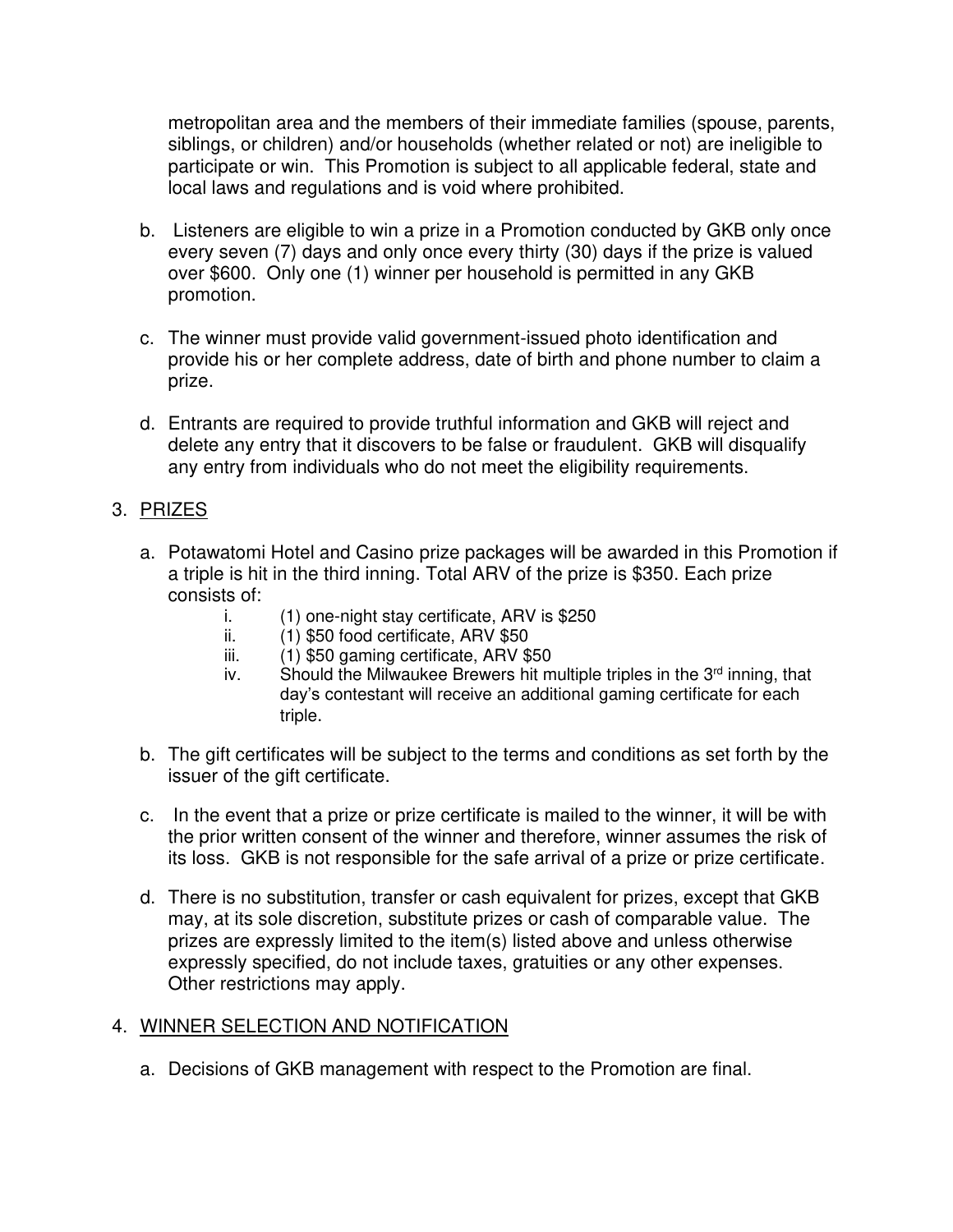metropolitan area and the members of their immediate families (spouse, parents, siblings, or children) and/or households (whether related or not) are ineligible to participate or win. This Promotion is subject to all applicable federal, state and local laws and regulations and is void where prohibited.

b. Listeners are eligible to win a prize in a Promotion conducted by GKB only once every seven (7) days and only once every thirty (30) days if the prize is valued over $600. Only one (1) winner per household is permitted in any GKB promotion.

c. The winner must provide valid government-issued photo identification and provide his or her complete address, date of birth and phone number to claim a prize.

d. Entrants are required to provide truthful information and GKB will reject and delete any entry that it discovers to be false or fraudulent. GKB will disqualify any entry from individuals who do not meet the eligibility requirements.

3. PRIZES

a. Potawatomi Hotel and Casino prize packages will be awarded in this Promotion if a triple is hit in the third inning. Total ARV of the prize is $350. Each prize consists of:

   i. (1) one-night stay certificate, ARV is $250
   ii. (1) $50 food certificate, ARV $50
   iii. (1) $50 gaming certificate, ARV $50
   iv. Should the Milwaukee Brewers hit multiple triples in the 3rd inning, that day's contestant will receive an additional gaming certificate for each triple.

b. The gift certificates will be subject to the terms and conditions as set forth by the issuer of the gift certificate.

c. In the event that a prize or prize certificate is mailed to the winner, it will be with the prior written consent of the winner and therefore, winner assumes the risk of its loss. GKB is not responsible for the safe arrival of a prize or prize certificate.

d. There is no substitution, transfer or cash equivalent for prizes, except that GKB may, at its sole discretion, substitute prizes or cash of comparable value. The prizes are expressly limited to the item(s) listed above and unless otherwise expressly specified, do not include taxes, gratuities or any other expenses. Other restrictions may apply.

4. WINNER SELECTION AND NOTIFICATION

a. Decisions of GKB management with respect to the Promotion are final.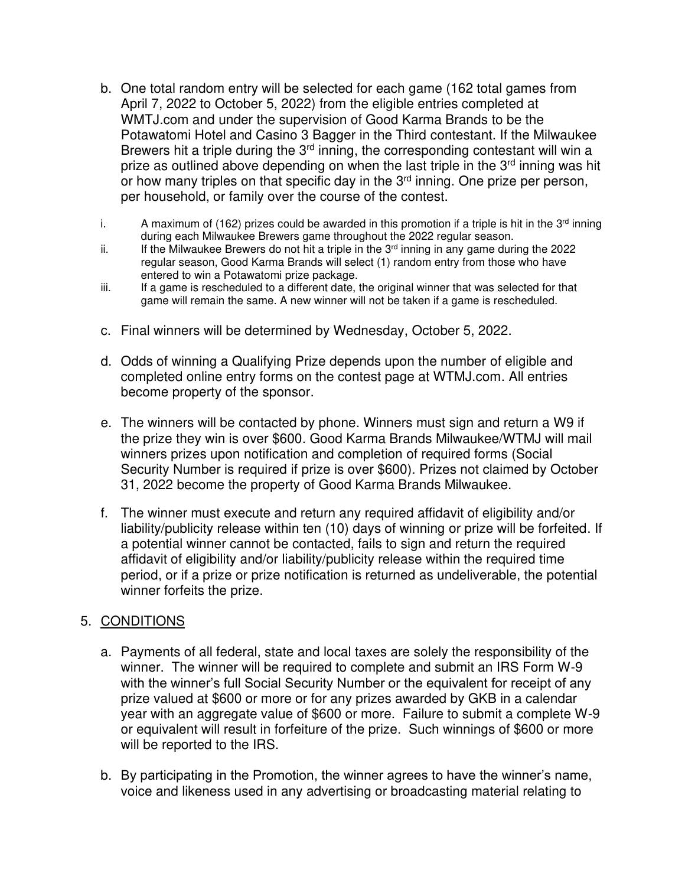b. One total random entry will be selected for each game (162 total games from April 7, 2022 to October 5, 2022) from the eligible entries completed at WMTJ.com and under the supervision of Good Karma Brands to be the Potawatomi Hotel and Casino 3 Bagger in the Third contestant. If the Milwaukee Brewers hit a triple during the 3rd inning, the corresponding contestant will win a prize as outlined above depending on when the last triple in the 3rd inning was hit or how many triples on that specific day in the 3rd inning. One prize per person, per household, or family over the course of the contest.

   i. A maximum of (162) prizes could be awarded in this promotion if a triple is hit in the 3rd inning during each Milwaukee Brewers game throughout the 2022 regular season.
   ii. If the Milwaukee Brewers do not hit a triple in the 3rd inning in any game during the 2022 regular season, Good Karma Brands will select (1) random entry from those who have entered to win a Potawatomi prize package.
   iii. If a game is rescheduled to a different date, the original winner that was selected for that game will remain the same. A new winner will not be taken if a game is rescheduled.

c. Final winners will be determined by Wednesday, October 5, 2022.

d. Odds of winning a Qualifying Prize depends upon the number of eligible and completed online entry forms on the contest page at WTMJ.com. All entries become property of the sponsor.

e. The winners will be contacted by phone. Winners must sign and return a W9 if the prize they win is over $600. Good Karma Brands Milwaukee/WTMJ will mail winners prizes upon notification and completion of required forms (Social Security Number is required if prize is over $600). Prizes not claimed by October 31, 2022 become the property of Good Karma Brands Milwaukee.

f. The winner must execute and return any required affidavit of eligibility and/or liability/publicity release within ten (10) days of winning or prize will be forfeited. If a potential winner cannot be contacted, fails to sign and return the required affidavit of eligibility and/or liability/publicity release within the required time period, or if a prize or prize notification is returned as undeliverable, the potential winner forfeits the prize.

5. <u>CONDITIONS</u>

a. Payments of all federal, state and local taxes are solely the responsibility of the winner. The winner will be required to complete and submit an IRS Form W-9 with the winner's full Social Security Number or the equivalent for receipt of any prize valued at $600 or more or for any prizes awarded by GKB in a calendar year with an aggregate value of $600 or more. Failure to submit a complete W-9 or equivalent will result in forfeiture of the prize. Such winnings of $600 or more will be reported to the IRS.

b. By participating in the Promotion, the winner agrees to have the winner's name, voice and likeness used in any advertising or broadcasting material relating to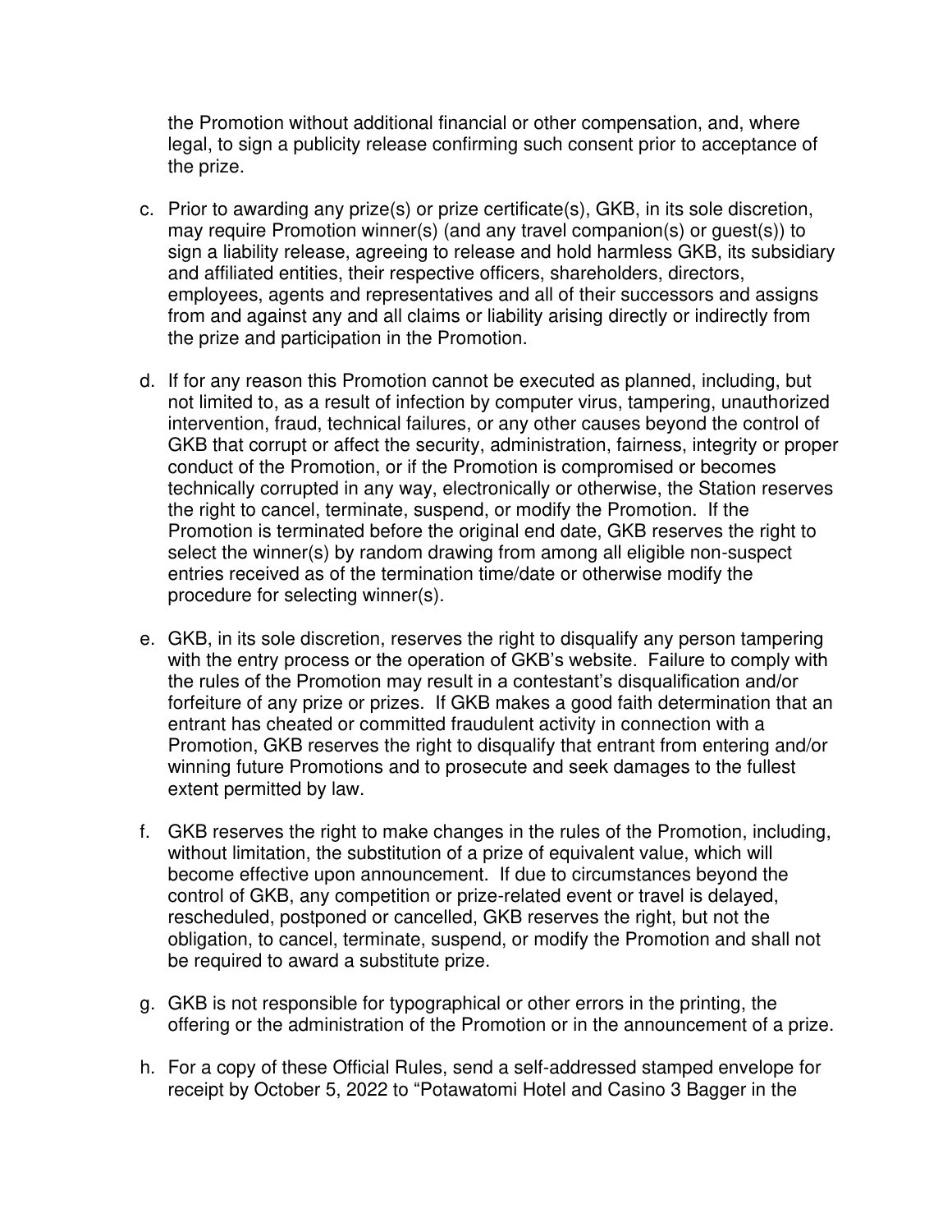the Promotion without additional financial or other compensation, and, where legal, to sign a publicity release confirming such consent prior to acceptance of the prize.

c. Prior to awarding any prize(s) or prize certificate(s), GKB, in its sole discretion, may require Promotion winner(s) (and any travel companion(s) or guest(s)) to sign a liability release, agreeing to release and hold harmless GKB, its subsidiary and affiliated entities, their respective officers, shareholders, directors, employees, agents and representatives and all of their successors and assigns from and against any and all claims or liability arising directly or indirectly from the prize and participation in the Promotion.

d. If for any reason this Promotion cannot be executed as planned, including, but not limited to, as a result of infection by computer virus, tampering, unauthorized intervention, fraud, technical failures, or any other causes beyond the control of GKB that corrupt or affect the security, administration, fairness, integrity or proper conduct of the Promotion, or if the Promotion is compromised or becomes technically corrupted in any way, electronically or otherwise, the Station reserves the right to cancel, terminate, suspend, or modify the Promotion. If the Promotion is terminated before the original end date, GKB reserves the right to select the winner(s) by random drawing from among all eligible non-suspect entries received as of the termination time/date or otherwise modify the procedure for selecting winner(s).

e. GKB, in its sole discretion, reserves the right to disqualify any person tampering with the entry process or the operation of GKB's website. Failure to comply with the rules of the Promotion may result in a contestant's disqualification and/or forfeiture of any prize or prizes. If GKB makes a good faith determination that an entrant has cheated or committed fraudulent activity in connection with a Promotion, GKB reserves the right to disqualify that entrant from entering and/or winning future Promotions and to prosecute and seek damages to the fullest extent permitted by law.

f. GKB reserves the right to make changes in the rules of the Promotion, including, without limitation, the substitution of a prize of equivalent value, which will become effective upon announcement. If due to circumstances beyond the control of GKB, any competition or prize-related event or travel is delayed, rescheduled, postponed or cancelled, GKB reserves the right, but not the obligation, to cancel, terminate, suspend, or modify the Promotion and shall not be required to award a substitute prize.

g. GKB is not responsible for typographical or other errors in the printing, the offering or the administration of the Promotion or in the announcement of a prize.

h. For a copy of these Official Rules, send a self-addressed stamped envelope for receipt by October 5, 2022 to "Potawatomi Hotel and Casino 3 Bagger in the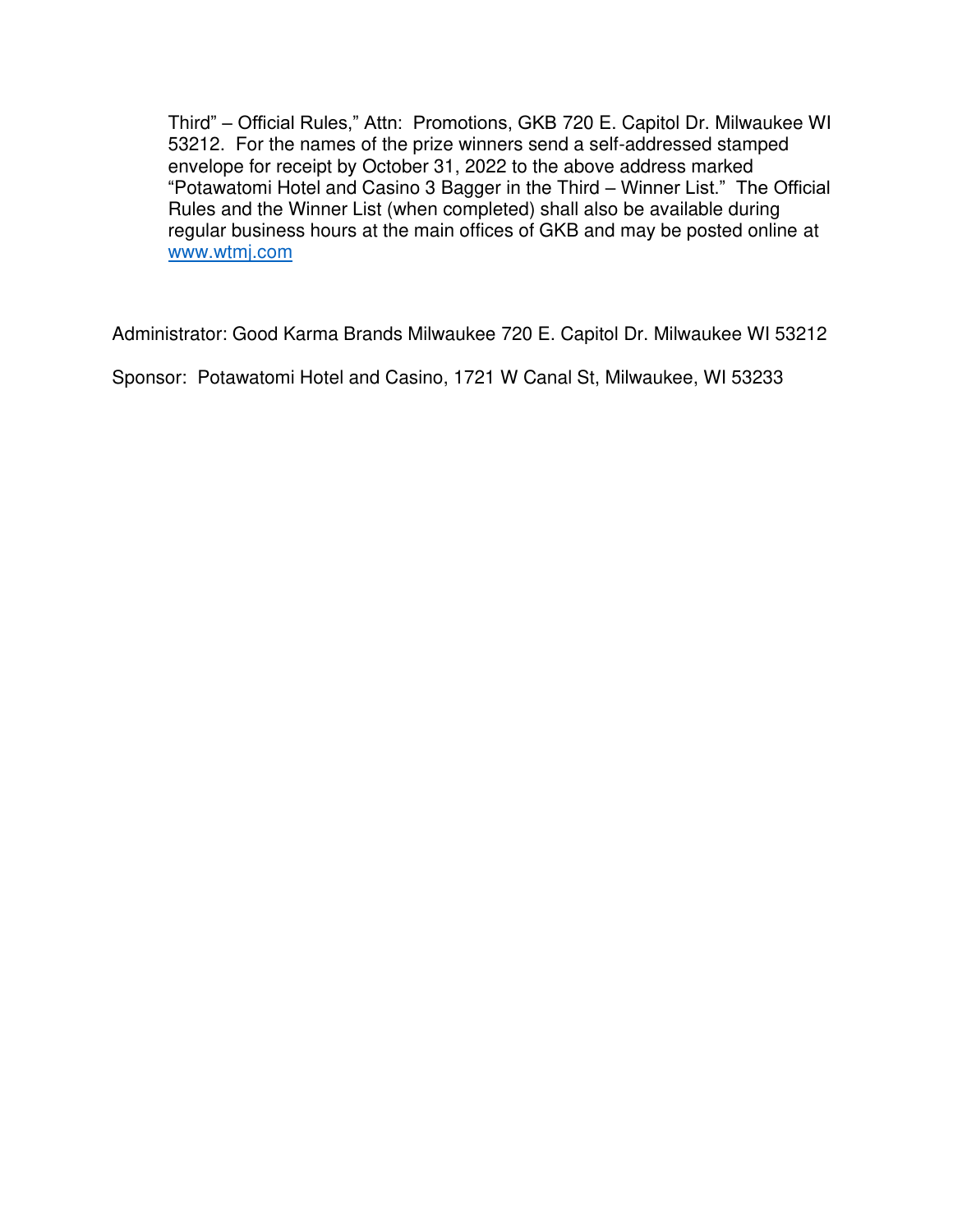Third" – Official Rules," Attn: Promotions, GKB 720 E. Capitol Dr. Milwaukee WI 53212. For the names of the prize winners send a self-addressed stamped envelope for receipt by October 31, 2022 to the above address marked "Potawatomi Hotel and Casino 3 Bagger in the Third – Winner List." The Official Rules and the Winner List (when completed) shall also be available during regular business hours at the main offices of GKB and may be posted online at [www.wtmj.com](http://www.wtmj.com)

Administrator: Good Karma Brands Milwaukee 720 E. Capitol Dr. Milwaukee WI 53212

Sponsor: Potawatomi Hotel and Casino, 1721 W Canal St, Milwaukee, WI 53233